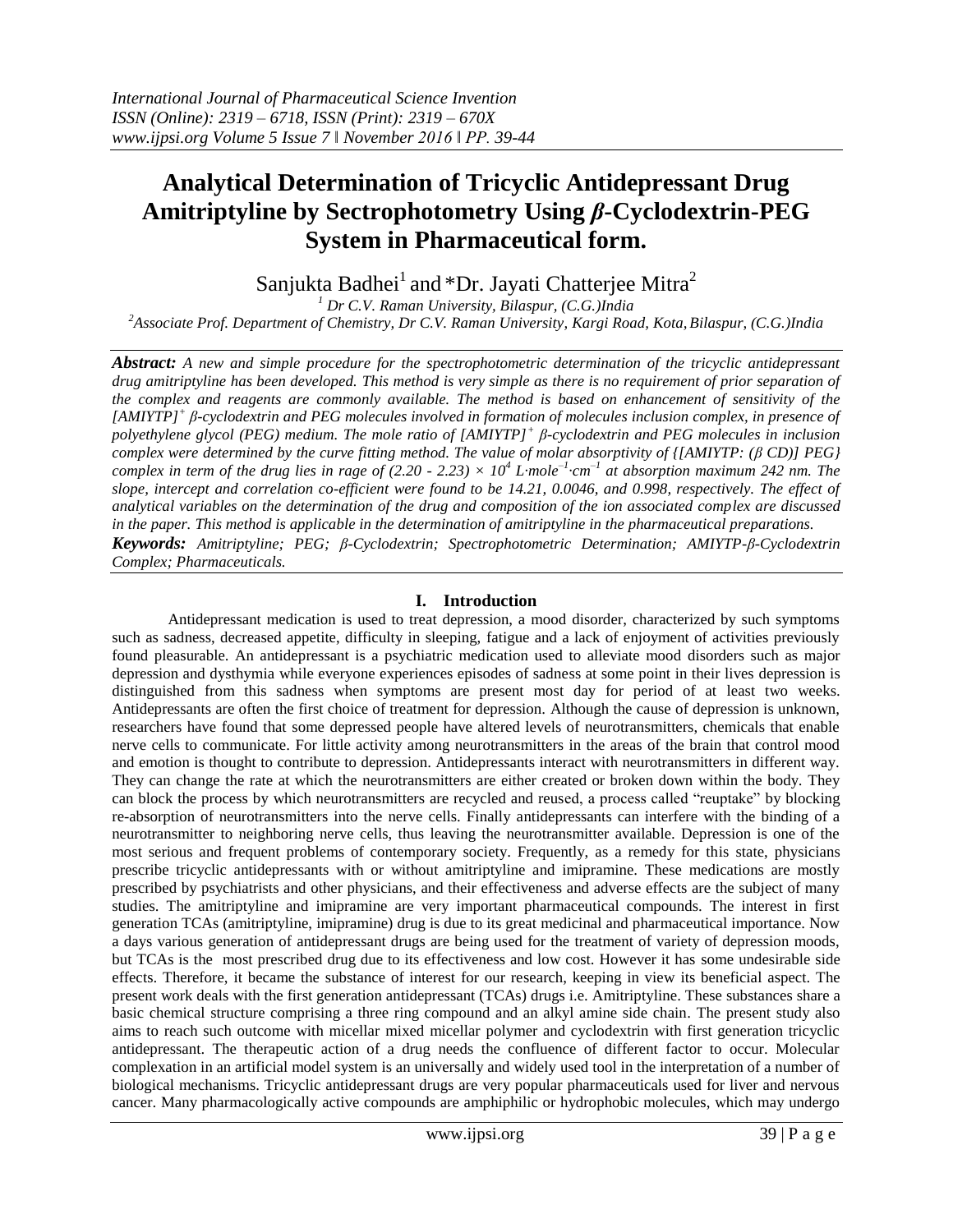# Analytical Determination of Tricyclic Antidepressant Drug Amitriptyline by Sectrophotometry Using *β*-Cyclodextrin-PEG System in Pharmaceutical form.

Sanjukta Badhei[1] and *Dr. Jayati Chatterjee Mitra[2]

[1] *Dr C.V. Raman University, Bilaspur, (C.G.)India*

[2] *Associate Prof. Department of Chemistry, Dr C.V. Raman University, Kargi Road, Kota, Bilaspur, (C.G.)India*

***Abstract:*** *A new and simple procedure for the spectrophotometric determination of the tricyclic antidepressant drug amitriptyline has been developed. This method is very simple as there is no requirement of prior separation of the complex and reagents are commonly available. The method is based on enhancement of sensitivity of the $[AMIYTP]^+$ β-cyclodextrin and PEG molecules involved in formation of molecules inclusion complex, in presence of polyethylene glycol (PEG) medium. The mole ratio of $[AMIYTP]^+$ β-cyclodextrin and PEG molecules in inclusion complex were determined by the curve fitting method. The value of molar absorptivity of {[AMIYTP: (β CD)] PEG} complex in term of the drug lies in rage of $(2.20 - 2.23) \times 10^4$ $L{\cdot}mole^{-1}{\cdot}cm^{-1}$ at absorption maximum 242 nm. The slope, intercept and correlation co-efficient were found to be 14.21, 0.0046, and 0.998, respectively. The effect of analytical variables on the determination of the drug and composition of the ion associated complex are discussed in the paper. This method is applicable in the determination of amitriptyline in the pharmaceutical preparations.*

***Keywords:*** *Amitriptyline; PEG; β-Cyclodextrin; Spectrophotometric Determination; AMIYTP-β-Cyclodextrin Complex; Pharmaceuticals.*

## I. Introduction

Antidepressant medication is used to treat depression, a mood disorder, characterized by such symptoms such as sadness, decreased appetite, difficulty in sleeping, fatigue and a lack of enjoyment of activities previously found pleasurable. An antidepressant is a psychiatric medication used to alleviate mood disorders such as major depression and dysthymia while everyone experiences episodes of sadness at some point in their lives depression is distinguished from this sadness when symptoms are present most day for period of at least two weeks. Antidepressants are often the first choice of treatment for depression. Although the cause of depression is unknown, researchers have found that some depressed people have altered levels of neurotransmitters, chemicals that enable nerve cells to communicate. For little activity among neurotransmitters in the areas of the brain that control mood and emotion is thought to contribute to depression. Antidepressants interact with neurotransmitters in different way. They can change the rate at which the neurotransmitters are either created or broken down within the body. They can block the process by which neurotransmitters are recycled and reused, a process called "reuptake" by blocking re-absorption of neurotransmitters into the nerve cells. Finally antidepressants can interfere with the binding of a neurotransmitter to neighboring nerve cells, thus leaving the neurotransmitter available. Depression is one of the most serious and frequent problems of contemporary society. Frequently, as a remedy for this state, physicians prescribe tricyclic antidepressants with or without amitriptyline and imipramine. These medications are mostly prescribed by psychiatrists and other physicians, and their effectiveness and adverse effects are the subject of many studies. The amitriptyline and imipramine are very important pharmaceutical compounds. The interest in first generation TCAs (amitriptyline, imipramine) drug is due to its great medicinal and pharmaceutical importance. Now a days various generation of antidepressant drugs are being used for the treatment of variety of depression moods, but TCAs is the most prescribed drug due to its effectiveness and low cost. However it has some undesirable side effects. Therefore, it became the substance of interest for our research, keeping in view its beneficial aspect. The present work deals with the first generation antidepressant (TCAs) drugs i.e. Amitriptyline. These substances share a basic chemical structure comprising a three ring compound and an alkyl amine side chain. The present study also aims to reach such outcome with micellar mixed micellar polymer and cyclodextrin with first generation tricyclic antidepressant. The therapeutic action of a drug needs the confluence of different factor to occur. Molecular complexation in an artificial model system is an universally and widely used tool in the interpretation of a number of biological mechanisms. Tricyclic antidepressant drugs are very popular pharmaceuticals used for liver and nervous cancer. Many pharmacologically active compounds are amphiphilic or hydrophobic molecules, which may undergo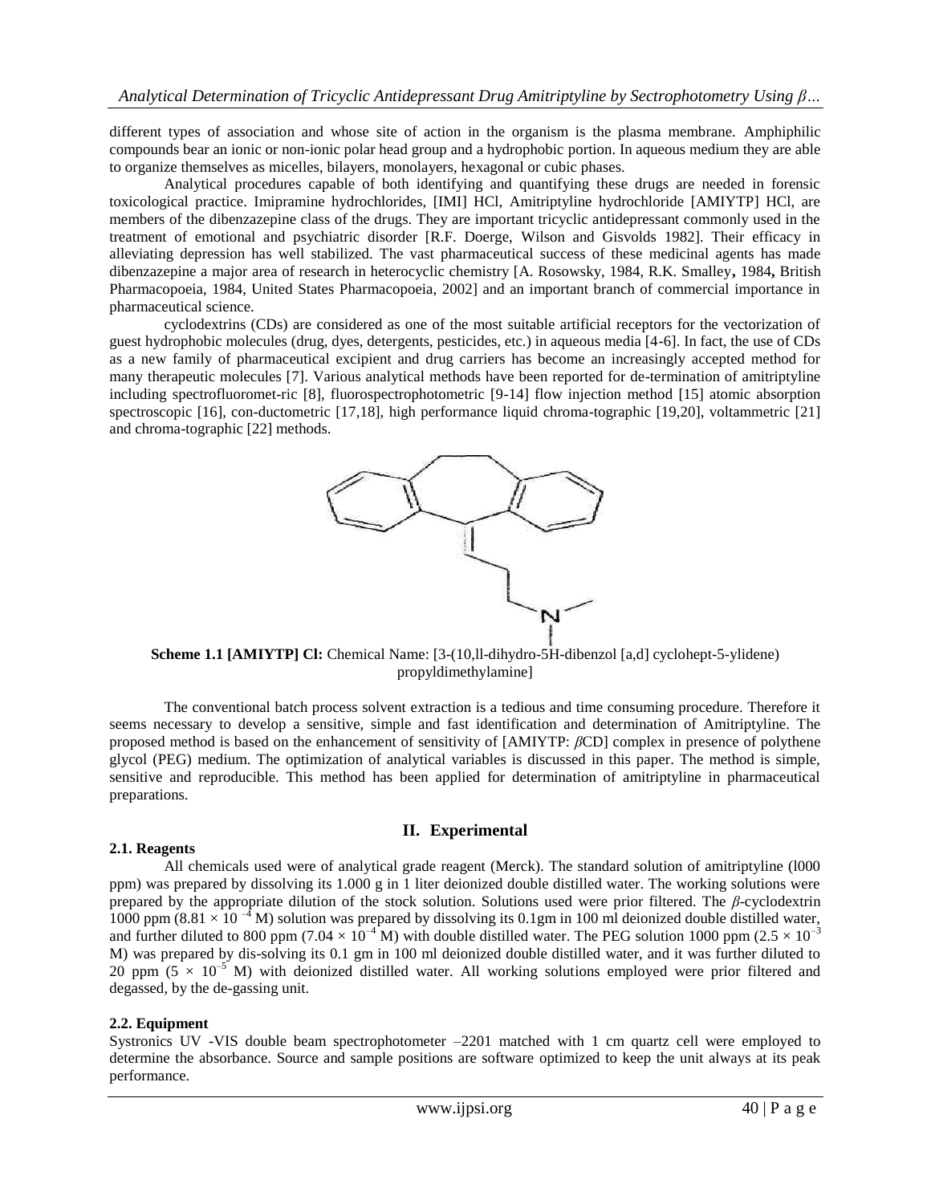different types of association and whose site of action in the organism is the plasma membrane. Amphiphilic compounds bear an ionic or non-ionic polar head group and a hydrophobic portion. In aqueous medium they are able to organize themselves as micelles, bilayers, monolayers, hexagonal or cubic phases.

Analytical procedures capable of both identifying and quantifying these drugs are needed in forensic toxicological practice. Imipramine hydrochlorides, [IMI] HCl, Amitriptyline hydrochloride [AMIYTP] HCl, are members of the dibenzazepine class of the drugs. They are important tricyclic antidepressant commonly used in the treatment of emotional and psychiatric disorder [R.F. Doerge, Wilson and Gisvolds 1982]. Their efficacy in alleviating depression has well stabilized. The vast pharmaceutical success of these medicinal agents has made dibenzazepine a major area of research in heterocyclic chemistry [A. Rosowsky, 1984, R.K. Smalley**,** 1984**,** British Pharmacopoeia, 1984, United States Pharmacopoeia, 2002] and an important branch of commercial importance in pharmaceutical science.

cyclodextrins (CDs) are considered as one of the most suitable artificial receptors for the vectorization of guest hydrophobic molecules (drug, dyes, detergents, pesticides, etc.) in aqueous media [4-6]. In fact, the use of CDs as a new family of pharmaceutical excipient and drug carriers has become an increasingly accepted method for many therapeutic molecules [7]. Various analytical methods have been reported for de-termination of amitriptyline including spectrofluoromet-ric [8], fluorospectrophotometric [9-14] flow injection method [15] atomic absorption spectroscopic [16], con-ductometric [17,18], high performance liquid chroma-tographic [19,20], voltammetric [21] and chroma-tographic [22] methods.

**Scheme 1.1 [AMIYTP] Cl:** Chemical Name: [3-(10,ll-dihydro-5H-dibenzol [a,d] cyclohept-5-ylidene) propyldimethylamine]

The conventional batch process solvent extraction is a tedious and time consuming procedure. Therefore it seems necessary to develop a sensitive, simple and fast identification and determination of Amitriptyline. The proposed method is based on the enhancement of sensitivity of [AMIYTP: *β*CD] complex in presence of polythene glycol (PEG) medium. The optimization of analytical variables is discussed in this paper. The method is simple, sensitive and reproducible. This method has been applied for determination of amitriptyline in pharmaceutical preparations.

## II. Experimental

### 2.1. Reagents

All chemicals used were of analytical grade reagent (Merck). The standard solution of amitriptyline (l000 ppm) was prepared by dissolving its 1.000 g in 1 liter deionized double distilled water. The working solutions were prepared by the appropriate dilution of the stock solution. Solutions used were prior filtered. The *β*-cyclodextrin 1000 ppm ($8.81 \times 10^{-4}$ M) solution was prepared by dissolving its 0.1gm in 100 ml deionized double distilled water, and further diluted to 800 ppm ($7.04 \times 10^{-4}$ M) with double distilled water. The PEG solution 1000 ppm ($2.5 \times 10^{-3}$ M) was prepared by dis-solving its 0.1 gm in 100 ml deionized double distilled water, and it was further diluted to 20 ppm ($5 \times 10^{-5}$ M) with deionized distilled water. All working solutions employed were prior filtered and degassed, by the de-gassing unit.

### 2.2. Equipment

Systronics UV -VIS double beam spectrophotometer –2201 matched with 1 cm quartz cell were employed to determine the absorbance. Source and sample positions are software optimized to keep the unit always at its peak performance.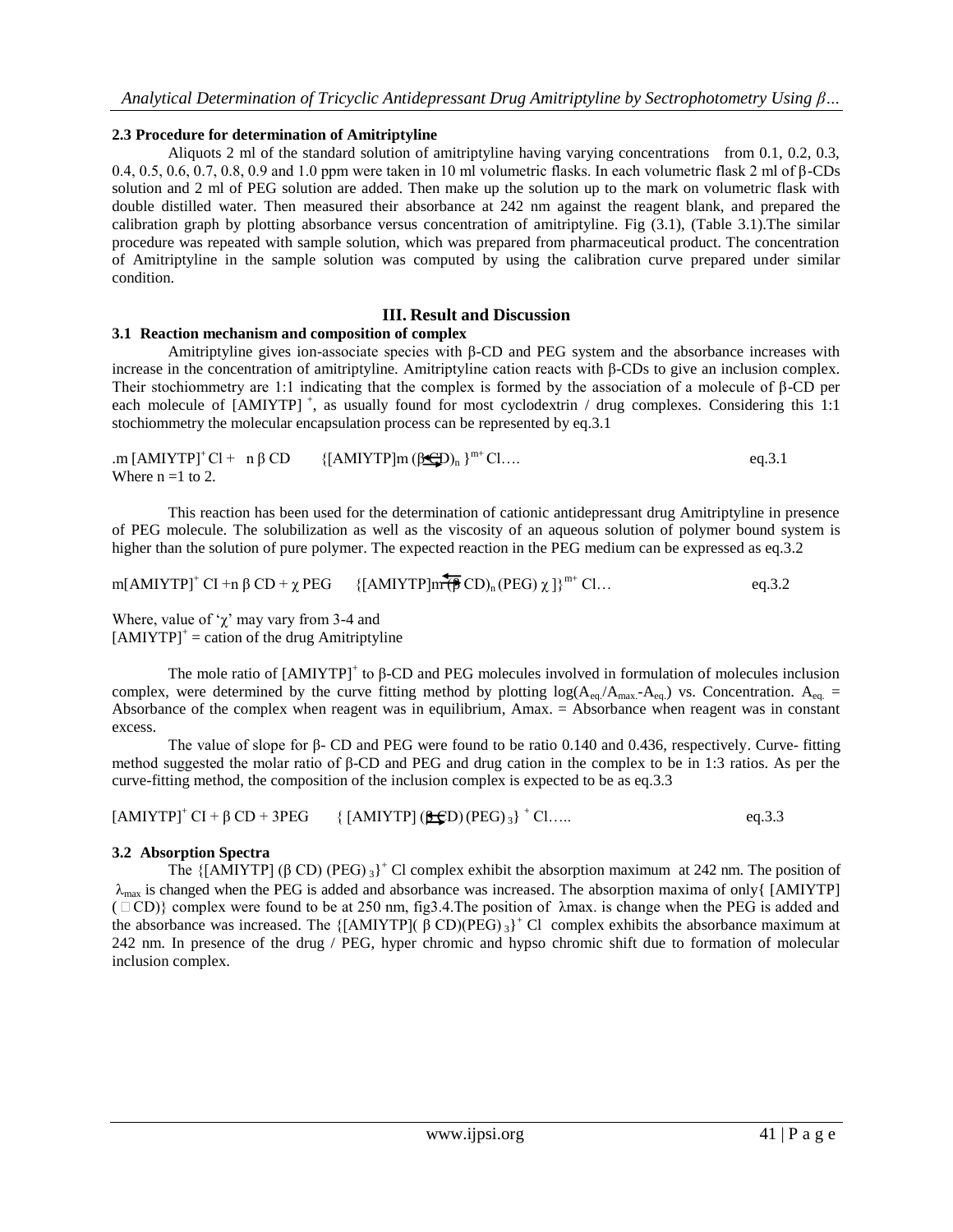### 2.3 Procedure for determination of Amitriptyline

Aliquots 2 ml of the standard solution of amitriptyline having varying concentrations from 0.1, 0.2, 0.3, 0.4, 0.5, 0.6, 0.7, 0.8, 0.9 and 1.0 ppm were taken in 10 ml volumetric flasks. In each volumetric flask 2 ml of β-CDs solution and 2 ml of PEG solution are added. Then make up the solution up to the mark on volumetric flask with double distilled water. Then measured their absorbance at 242 nm against the reagent blank, and prepared the calibration graph by plotting absorbance versus concentration of amitriptyline. Fig (3.1), (Table 3.1).The similar procedure was repeated with sample solution, which was prepared from pharmaceutical product. The concentration of Amitriptyline in the sample solution was computed by using the calibration curve prepared under similar condition.

## III. Result and Discussion

### 3.1 Reaction mechanism and composition of complex

Amitriptyline gives ion-associate species with β-CD and PEG system and the absorbance increases with increase in the concentration of amitriptyline. Amitriptyline cation reacts with β-CDs to give an inclusion complex. Their stochiommetry are 1:1 indicating that the complex is formed by the association of a molecule of β-CD per each molecule of $[AMIYTP]^+$, as usually found for most cyclodextrin / drug complexes. Considering this 1:1 stochiommetry the molecular encapsulation process can be represented by eq.3.1

$$.m\,[AMIYTP]^{+}Cl + n\,\beta\,CD \rightleftharpoons \{[AMIYTP]m\,(\beta\,CD)_n\}^{m+}Cl \ldots \qquad eq.3.1$$

Where n =1 to 2.

This reaction has been used for the determination of cationic antidepressant drug Amitriptyline in presence of PEG molecule. The solubilization as well as the viscosity of an aqueous solution of polymer bound system is higher than the solution of pure polymer. The expected reaction in the PEG medium can be expressed as eq.3.2

$$m[AMIYTP]^{+}\,CI + n\,\beta\,CD + \chi\,PEG \rightleftharpoons \{[AMIYTP]m\,(\beta\,CD)_n\,(PEG)\,\chi\,]\}^{m+}\,Cl \ldots \qquad eq.3.2$$

Where, value of 'χ' may vary from 3-4 and

$[AMIYTP]^+$ = cation of the drug Amitriptyline

The mole ratio of $[AMIYTP]^+$ to β-CD and PEG molecules involved in formulation of molecules inclusion complex, were determined by the curve fitting method by plotting $\log(A_{eq.}/A_{max.}-A_{eq.})$ vs. Concentration. $A_{eq.}$ = Absorbance of the complex when reagent was in equilibrium, Amax. = Absorbance when reagent was in constant excess.

The value of slope for β- CD and PEG were found to be ratio 0.140 and 0.436, respectively. Curve- fitting method suggested the molar ratio of β-CD and PEG and drug cation in the complex to be in 1:3 ratios. As per the curve-fitting method, the composition of the inclusion complex is expected to be as eq.3.3

$$[AMIYTP]^{+}\,CI + \beta\,CD + 3PEG \rightleftharpoons \{\,[AMIYTP]\,(\beta\,CD)\,(PEG)_3\}^{+}\,Cl \ldots.. \qquad eq.3.3$$

### 3.2 Absorption Spectra

The $\{[AMIYTP]\,(\beta\,CD)\,(PEG)_3\}^+$ Cl complex exhibit the absorption maximum at 242 nm. The position of $\lambda_{max}$ is changed when the PEG is added and absorbance was increased. The absorption maxima of only{ [AMIYTP] (βCD)} complex were found to be at 250 nm, fig3.4.The position of λmax. is change when the PEG is added and the absorbance was increased. The $\{[AMIYTP](\beta\,CD)(PEG)_3\}^+$ Cl complex exhibits the absorbance maximum at 242 nm. In presence of the drug / PEG, hyper chromic and hypso chromic shift due to formation of molecular inclusion complex.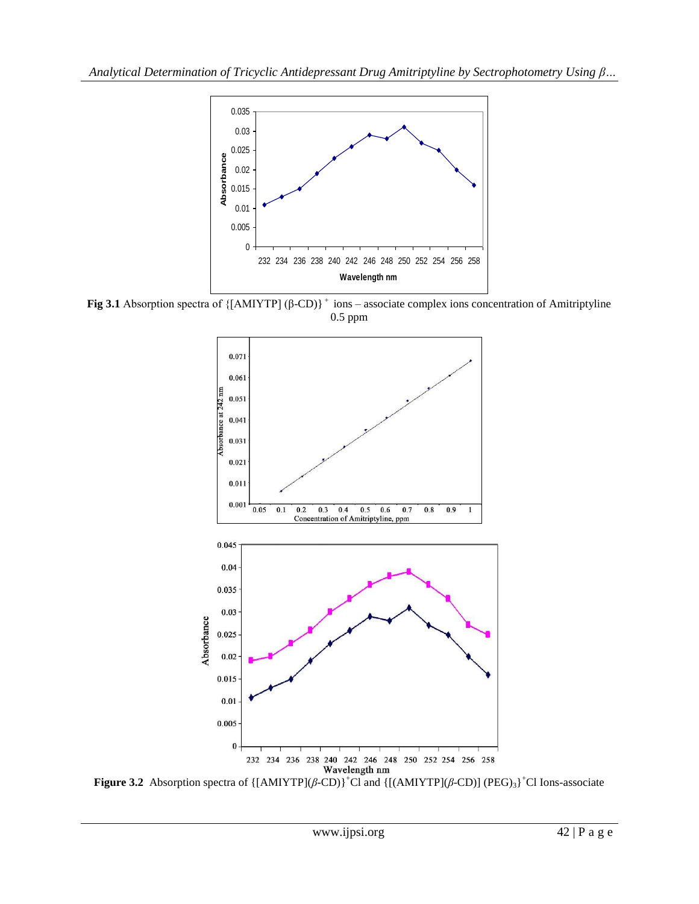0.035
0.03
0.025
0.02
0.015
0.01
0.005
0
Absorbance
232 234 236 238 240 242 246 248 250 252 254 256 258
Wavelength nm

**Fig 3.1** Absorption spectra of {[AMIYTP] (β-CD)}$^{+}$ ions – associate complex ions concentration of Amitriptyline 0.5 ppm

0.071
0.061
0.051
0.041
0.031
0.021
0.011
0.001
Absorbance at 242 nm
0.05 0.1 0.2 0.3 0.4 0.5 0.6 0.7 0.8 0.9 1
Concentration of Amitriptyline, ppm

0.045
0.04
0.035
0.03
0.025
0.02
0.015
0.01
0.005
0
Absorbance
232 234 236 238 240 242 246 248 250 252 254 256 258
Wavelength nm

**Figure 3.2** Absorption spectra of {[AMIYTP](*β*-CD)}$^{+}$Cl and {[(AMIYTP](*β*-CD)] $(PEG)_3$}$^{+}$Cl Ions-associate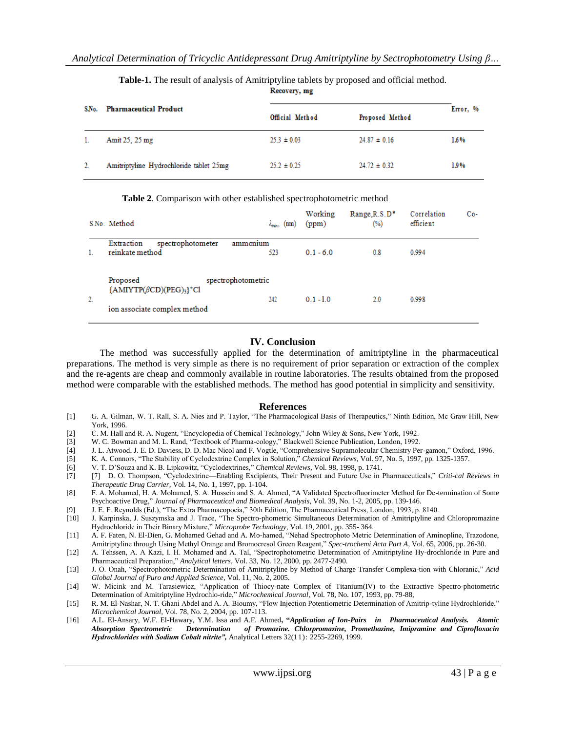**Table-1.** The result of analysis of Amitriptyline tablets by proposed and official method.

| S.No. | Pharmaceutical Product | Recovery, mg | | Error, % |
|---|---|---|---|---|
| | | Official Method | Proposed Method | |
| 1. | Amit 25, 25 mg | 25.3 ± 0.03 | 24.87 ± 0.16 | 1.6% |
| 2. | Amitriptyline Hydrochloride tablet 25mg | 25.2 ± 0.25 | 24.72 ± 0.32 | 1.9% |

**Table 2**. Comparison with other established spectrophotometric method

| S.No. | Method | $\lambda_{max}$ (nm) | Working (ppm) | Range,R.S.D* (%) | Correlation Co-efficient |
|---|---|---|---|---|---|
| 1. | Extraction spectrophotometer ammonium reinkate method | 523 | 0.1 - 6.0 | 0.8 | 0.994 |
| 2. | Proposed spectrophotometric $\{AMIYTP(\beta CD)(PEG)_3\}^+Cl$ ion associate complex method | 242 | 0.1 -1.0 | 2.0 | 0.998 |

## IV. Conclusion

The method was successfully applied for the determination of amitriptyline in the pharmaceutical preparations. The method is very simple as there is no requirement of prior separation or extraction of the complex and the re-agents are cheap and commonly available in routine laboratories. The results obtained from the proposed method were comparable with the established methods. The method has good potential in simplicity and sensitivity.

## References

[1] G. A. Gilman, W. T. Rall, S. A. Nies and P. Taylor, "The Pharmacological Basis of Therapeutics," Ninth Edition, Mc Graw Hill, New York, 1996.

[2] C. M. Hall and R. A. Nugent, "Encyclopedia of Chemical Technology," John Wiley & Sons, New York, 1992.

[3] W. C. Bowman and M. L. Rand, "Textbook of Pharma-cology," Blackwell Science Publication, London, 1992.

[4] J. L. Atwood, J. E. D. Daviess, D. D. Mac Nicol and F. Vogtle, "Comprehensive Supramolecular Chemistry Per-gamon," Oxford, 1996.

[5] K. A. Connors, "The Stability of Cyclodextrine Complex in Solution," *Chemical Reviews*, Vol. 97, No. 5, 1997, pp. 1325-1357.

[6] V. T. D'Souza and K. B. Lipkowitz, "Cyclodextrines," *Chemical Reviews*, Vol. 98, 1998, p. 1741.

[7] [7] D. O. Thompson, "Cyclodextrine—Enabling Excipients, Their Present and Future Use in Pharmaceuticals," *Criti-cal Reviews in Therapeutic Drug Carrier*, Vol. 14, No. 1, 1997, pp. 1-104.

[8] F. A. Mohamed, H. A. Mohamed, S. A. Hussein and S. A. Ahmed, "A Validated Spectrofluorimeter Method for De-termination of Some Psychoactive Drug," *Journal of Pharmaceutical and Biomedical Analysis*, Vol. 39, No. 1-2, 2005, pp. 139-146.

[9] J. E. F. Reynolds (Ed.), "The Extra Pharmacopoeia," 30th Edition, The Pharmaceutical Press, London, 1993, p. 8140.

[10] J. Karpinska, J. Suszymska and J. Trace, "The Spectro-phometric Simultaneous Determination of Amitriptyline and Chloropromazine Hydrochloride in Their Binary Mixture," *Microprobe Technology*, Vol. 19, 2001, pp. 355- 364.

[11] A. F. Faten, N. El-Dien, G. Mohamed Gehad and A. Mo-hamed, "Nehad Spectrophoto Metric Determination of Aminopline, Trazodone, Amitriptyline through Using Methyl Orange and Bromocresol Green Reagent," *Spec-trochemi Acta Part A*, Vol. 65, 2006, pp. 26-30.

[12] A. Tehssen, A. A Kazi, I. H. Mohamed and A. Tal, "Spectrophotometric Determination of Amitriptyline Hy-drochloride in Pure and Pharmaceutical Preparation," *Analytical letters*, Vol. 33, No. 12, 2000, pp. 2477-2490.

[13] J. O. Onah, "Spectrophotometric Determination of Amitriptyline by Method of Charge Transfer Complexa-tion with Chloranic," *Acid Global Journal of Puro and Applied Science*, Vol. 11, No. 2, 2005.

[14] W. Micink and M. Tarasiewicz, "Application of Thiocy-nate Complex of Titanium(IV) to the Extractive Spectro-photometric Determination of Amitriptyline Hydrochlo-ride," *Microchemical Journal*, Vol. 78, No. 107, 1993, pp. 79-88,

[15] R. M. El-Nashar, N. T. Ghani Abdel and A. A. Bioumy, "Flow Injection Potentiometric Determination of Amitrip-tyline Hydrochloride," *Microchemical Journal*, Vol. 78, No. 2, 2004, pp. 107-113.

[16] A.L. El-Ansary, W.F. El-Hawary, Y.M. Issa and A.F. Ahmed, ***"Application of Ion-Pairs in Pharmaceutical Analysis. Atomic Absorption Spectrometric Determination of Promazine. Chlorpromazine, Promethazine, Imipramine and Ciprofloxacin Hydrochlorides with Sodium Cobalt nitrite",*** Analytical Letters 32(11): 2255-2269, 1999.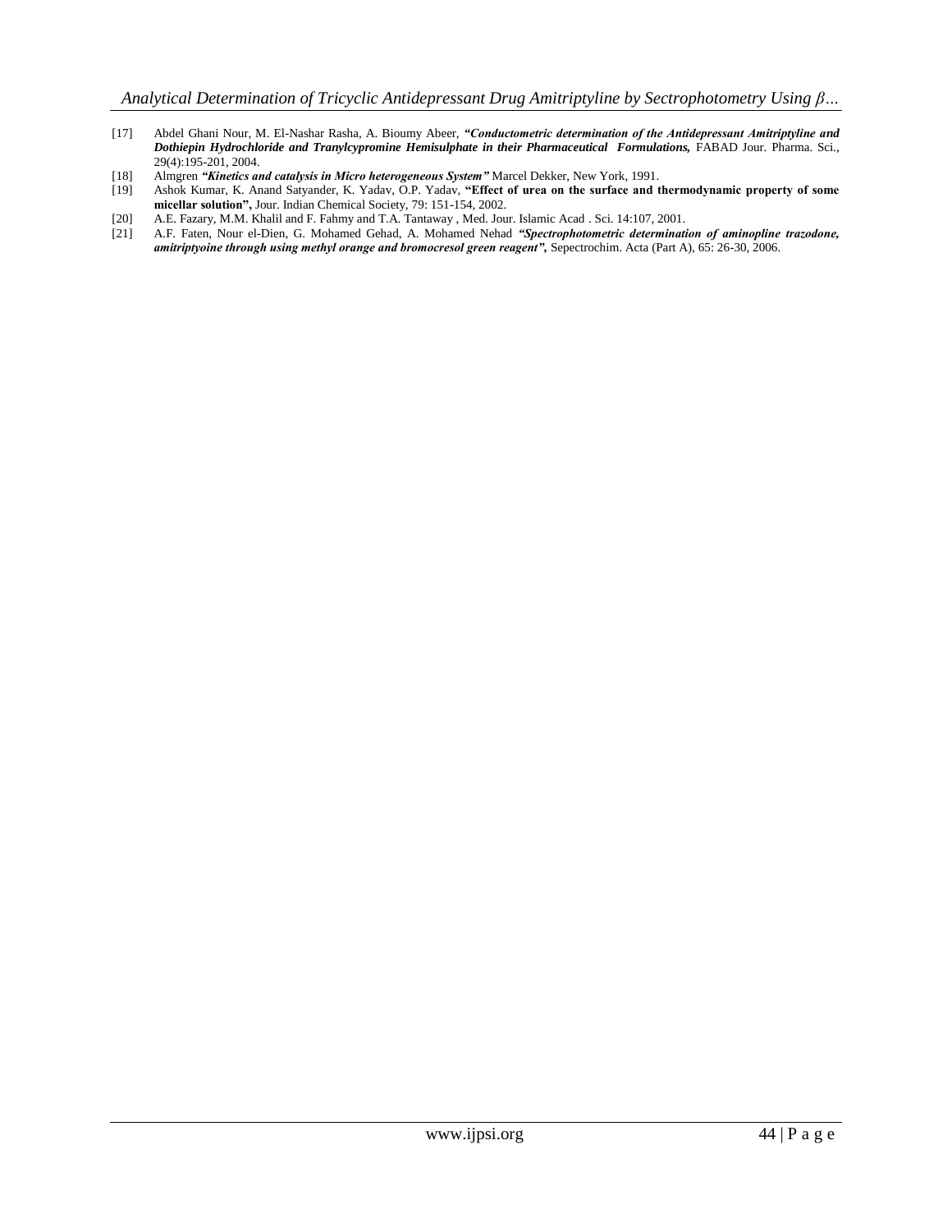[17] Abdel Ghani Nour, M. El-Nashar Rasha, A. Bioumy Abeer, ***"Conductometric determination of the Antidepressant Amitriptyline and Dothiepin Hydrochloride and Tranylcypromine Hemisulphate in their Pharmaceutical Formulations,*** FABAD Jour. Pharma. Sci., 29(4):195-201, 2004.

[18] Almgren ***"Kinetics and catalysis in Micro heterogeneous System"*** Marcel Dekker, New York, 1991.

[19] Ashok Kumar, K. Anand Satyander, K. Yadav, O.P. Yadav, **"Effect of urea on the surface and thermodynamic property of some micellar solution",** Jour. Indian Chemical Society, 79: 151-154, 2002.

[20] A.E. Fazary, M.M. Khalil and F. Fahmy and T.A. Tantaway , Med. Jour. Islamic Acad . Sci. 14:107, 2001.

[21] A.F. Faten, Nour el-Dien, G. Mohamed Gehad, A. Mohamed Nehad ***"Spectrophotometric determination of aminopline trazodone, amitriptyoine through using methyl orange and bromocresol green reagent",*** Sepectrochim. Acta (Part A), 65: 26-30, 2006.